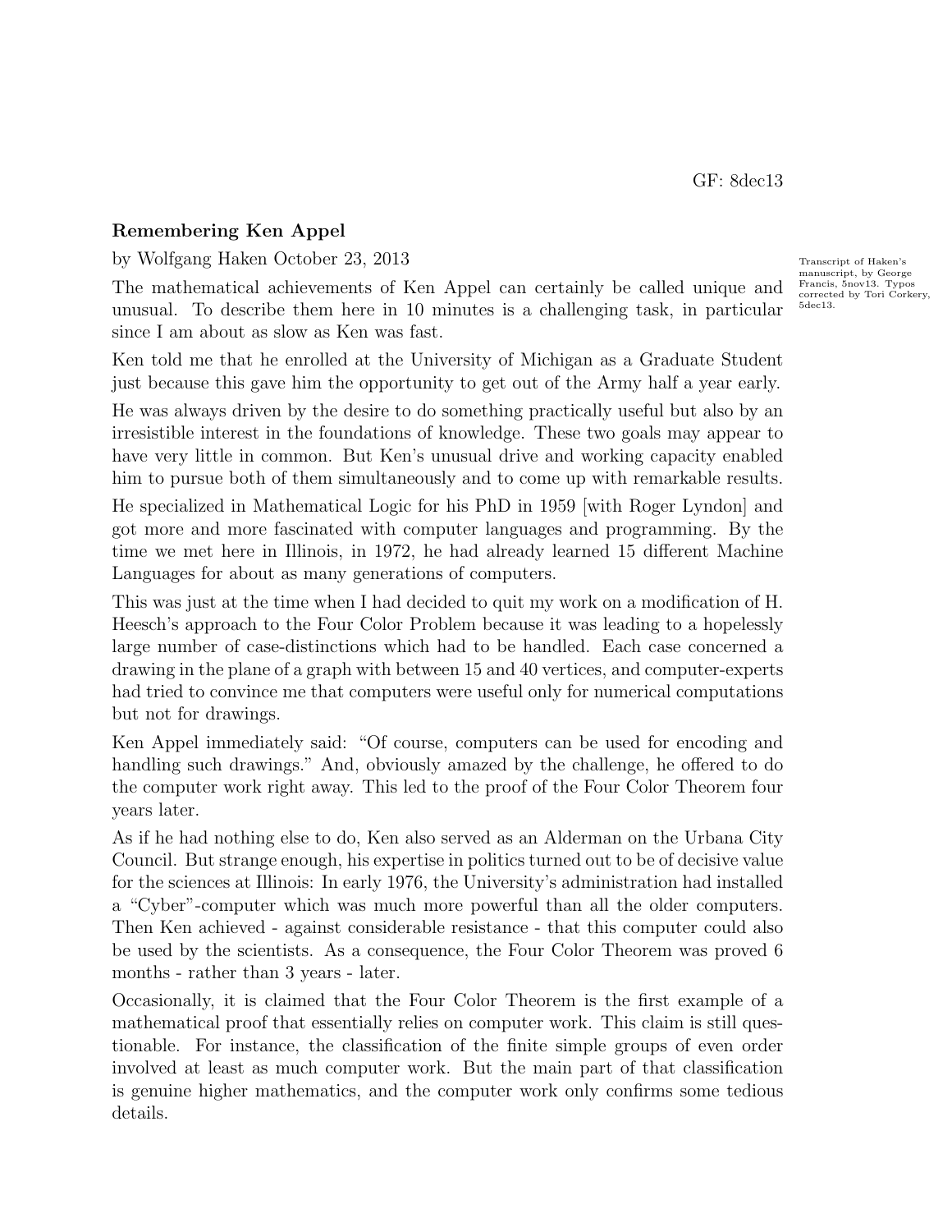GF: 8dec13

**Remembering Ken Appel**

by Wolfgang Haken October 23, 2013

Transcript of Haken's manuscript, by George Francis, 5nov13. Typos corrected by Tori Corkery, 5dec13.

The mathematical achievements of Ken Appel can certainly be called unique and unusual. To describe them here in 10 minutes is a challenging task, in particular since I am about as slow as Ken was fast.

Ken told me that he enrolled at the University of Michigan as a Graduate Student just because this gave him the opportunity to get out of the Army half a year early.

He was always driven by the desire to do something practically useful but also by an irresistible interest in the foundations of knowledge. These two goals may appear to have very little in common. But Ken's unusual drive and working capacity enabled him to pursue both of them simultaneously and to come up with remarkable results.

He specialized in Mathematical Logic for his PhD in 1959 [with Roger Lyndon] and got more and more fascinated with computer languages and programming. By the time we met here in Illinois, in 1972, he had already learned 15 different Machine Languages for about as many generations of computers.

This was just at the time when I had decided to quit my work on a modification of H. Heesch's approach to the Four Color Problem because it was leading to a hopelessly large number of case-distinctions which had to be handled. Each case concerned a drawing in the plane of a graph with between 15 and 40 vertices, and computer-experts had tried to convince me that computers were useful only for numerical computations but not for drawings.

Ken Appel immediately said: "Of course, computers can be used for encoding and handling such drawings." And, obviously amazed by the challenge, he offered to do the computer work right away. This led to the proof of the Four Color Theorem four years later.

As if he had nothing else to do, Ken also served as an Alderman on the Urbana City Council. But strange enough, his expertise in politics turned out to be of decisive value for the sciences at Illinois: In early 1976, the University's administration had installed a "Cyber"-computer which was much more powerful than all the older computers. Then Ken achieved - against considerable resistance - that this computer could also be used by the scientists. As a consequence, the Four Color Theorem was proved 6 months - rather than 3 years - later.

Occasionally, it is claimed that the Four Color Theorem is the first example of a mathematical proof that essentially relies on computer work. This claim is still questionable. For instance, the classification of the finite simple groups of even order involved at least as much computer work. But the main part of that classification is genuine higher mathematics, and the computer work only confirms some tedious details.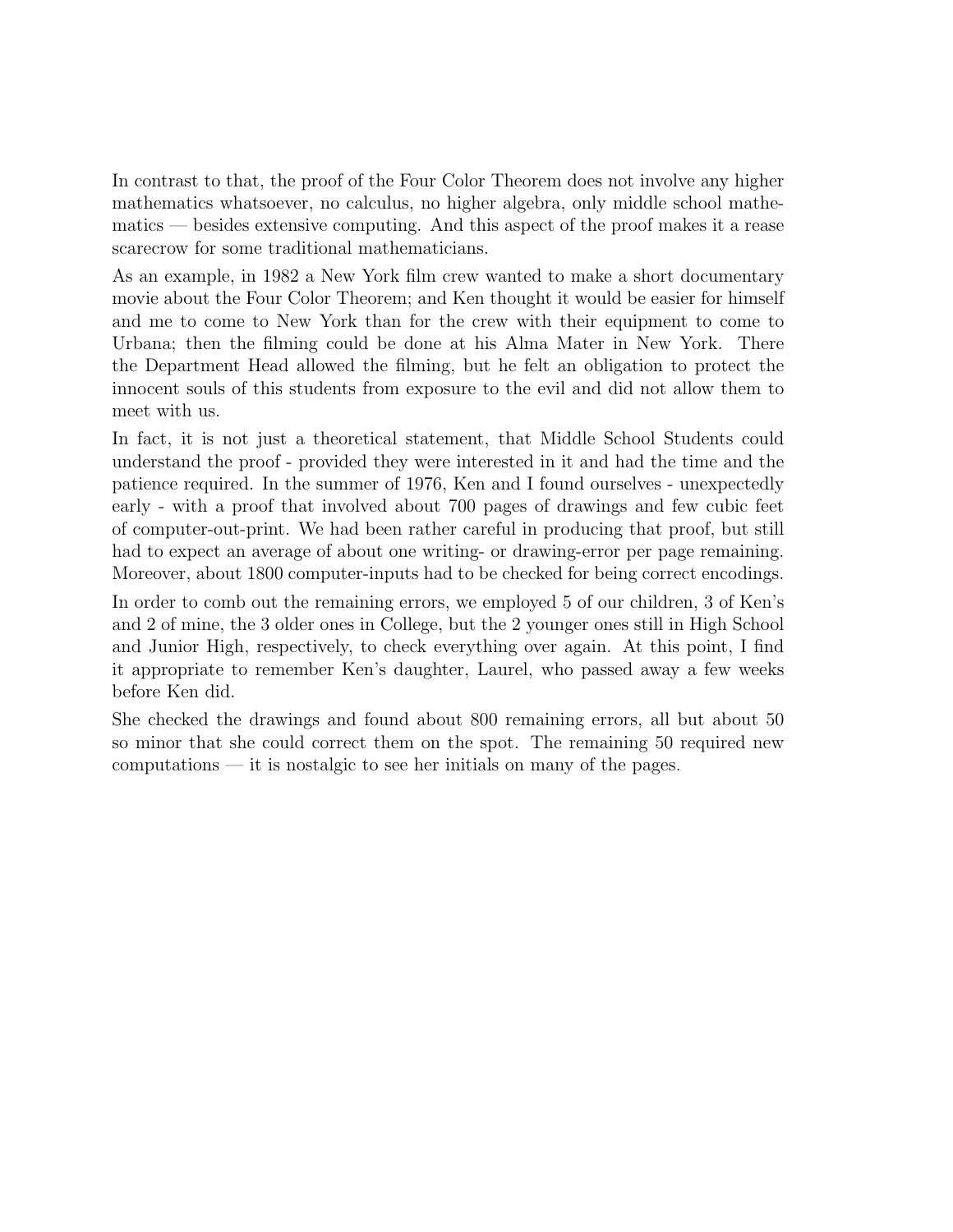In contrast to that, the proof of the Four Color Theorem does not involve any higher mathematics whatsoever, no calculus, no higher algebra, only middle school mathematics — besides extensive computing. And this aspect of the proof makes it a rease scarecrow for some traditional mathematicians.

As an example, in 1982 a New York film crew wanted to make a short documentary movie about the Four Color Theorem; and Ken thought it would be easier for himself and me to come to New York than for the crew with their equipment to come to Urbana; then the filming could be done at his Alma Mater in New York. There the Department Head allowed the filming, but he felt an obligation to protect the innocent souls of this students from exposure to the evil and did not allow them to meet with us.

In fact, it is not just a theoretical statement, that Middle School Students could understand the proof - provided they were interested in it and had the time and the patience required. In the summer of 1976, Ken and I found ourselves - unexpectedly early - with a proof that involved about 700 pages of drawings and few cubic feet of computer-out-print. We had been rather careful in producing that proof, but still had to expect an average of about one writing- or drawing-error per page remaining. Moreover, about 1800 computer-inputs had to be checked for being correct encodings.

In order to comb out the remaining errors, we employed 5 of our children, 3 of Ken's and 2 of mine, the 3 older ones in College, but the 2 younger ones still in High School and Junior High, respectively, to check everything over again. At this point, I find it appropriate to remember Ken's daughter, Laurel, who passed away a few weeks before Ken did.

She checked the drawings and found about 800 remaining errors, all but about 50 so minor that she could correct them on the spot. The remaining 50 required new computations — it is nostalgic to see her initials on many of the pages.